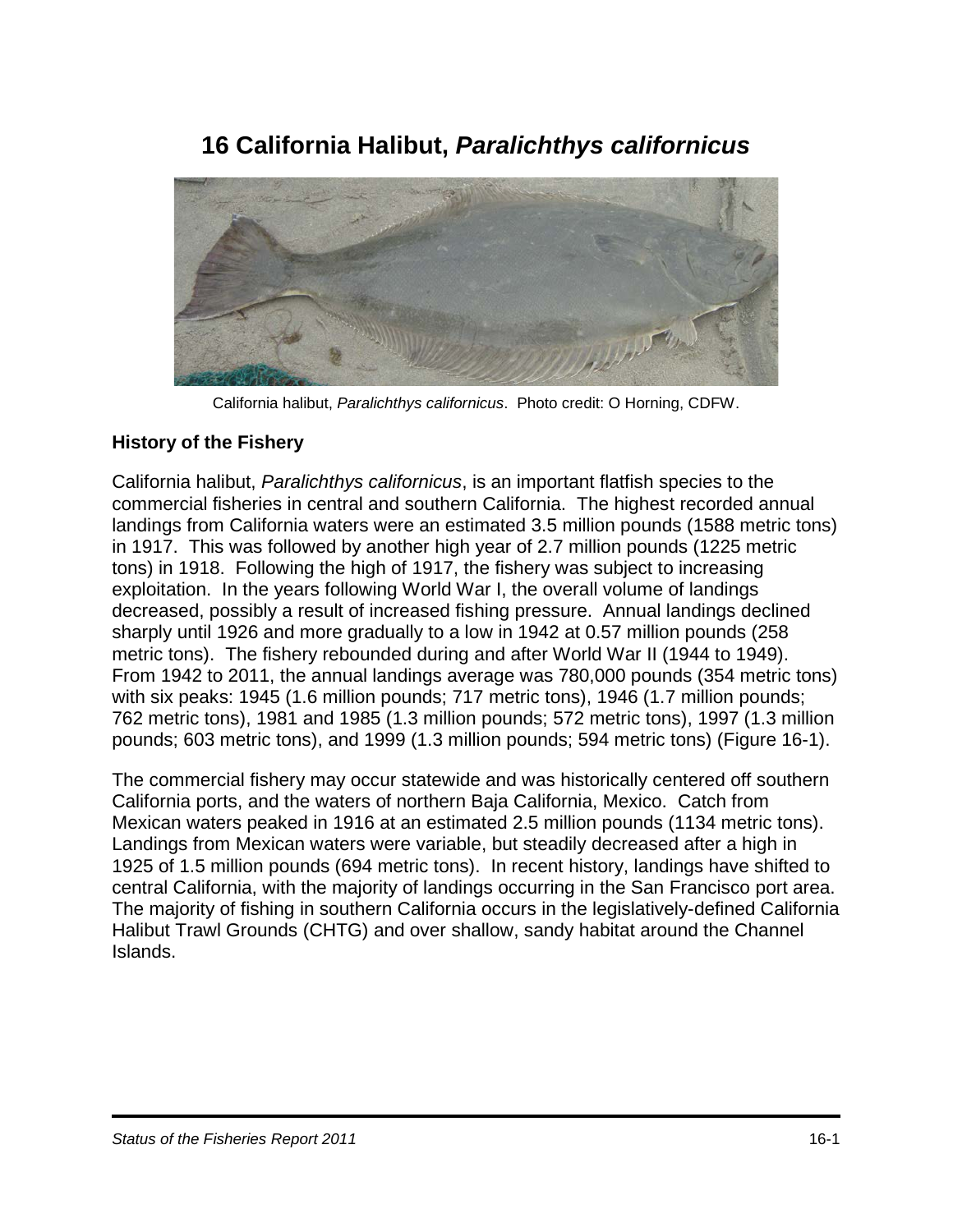# 16 California Halibut, *Paralichthys californicus*

California halibut, *Paralichthys californicus*. Photo credit: O Horning, CDFW.

### History of the Fishery

California halibut, *Paralichthys californicus*, is an important flatfish species to the commercial fisheries in central and southern California. The highest recorded annual landings from California waters were an estimated 3.5 million pounds (1588 metric tons) in 1917. This was followed by another high year of 2.7 million pounds (1225 metric tons) in 1918. Following the high of 1917, the fishery was subject to increasing exploitation. In the years following World War I, the overall volume of landings decreased, possibly a result of increased fishing pressure. Annual landings declined sharply until 1926 and more gradually to a low in 1942 at 0.57 million pounds (258 metric tons). The fishery rebounded during and after World War II (1944 to 1949). From 1942 to 2011, the annual landings average was 780,000 pounds (354 metric tons) with six peaks: 1945 (1.6 million pounds; 717 metric tons), 1946 (1.7 million pounds; 762 metric tons), 1981 and 1985 (1.3 million pounds; 572 metric tons), 1997 (1.3 million pounds; 603 metric tons), and 1999 (1.3 million pounds; 594 metric tons) (Figure 16-1).

The commercial fishery may occur statewide and was historically centered off southern California ports, and the waters of northern Baja California, Mexico. Catch from Mexican waters peaked in 1916 at an estimated 2.5 million pounds (1134 metric tons). Landings from Mexican waters were variable, but steadily decreased after a high in 1925 of 1.5 million pounds (694 metric tons). In recent history, landings have shifted to central California, with the majority of landings occurring in the San Francisco port area. The majority of fishing in southern California occurs in the legislatively-defined California Halibut Trawl Grounds (CHTG) and over shallow, sandy habitat around the Channel Islands.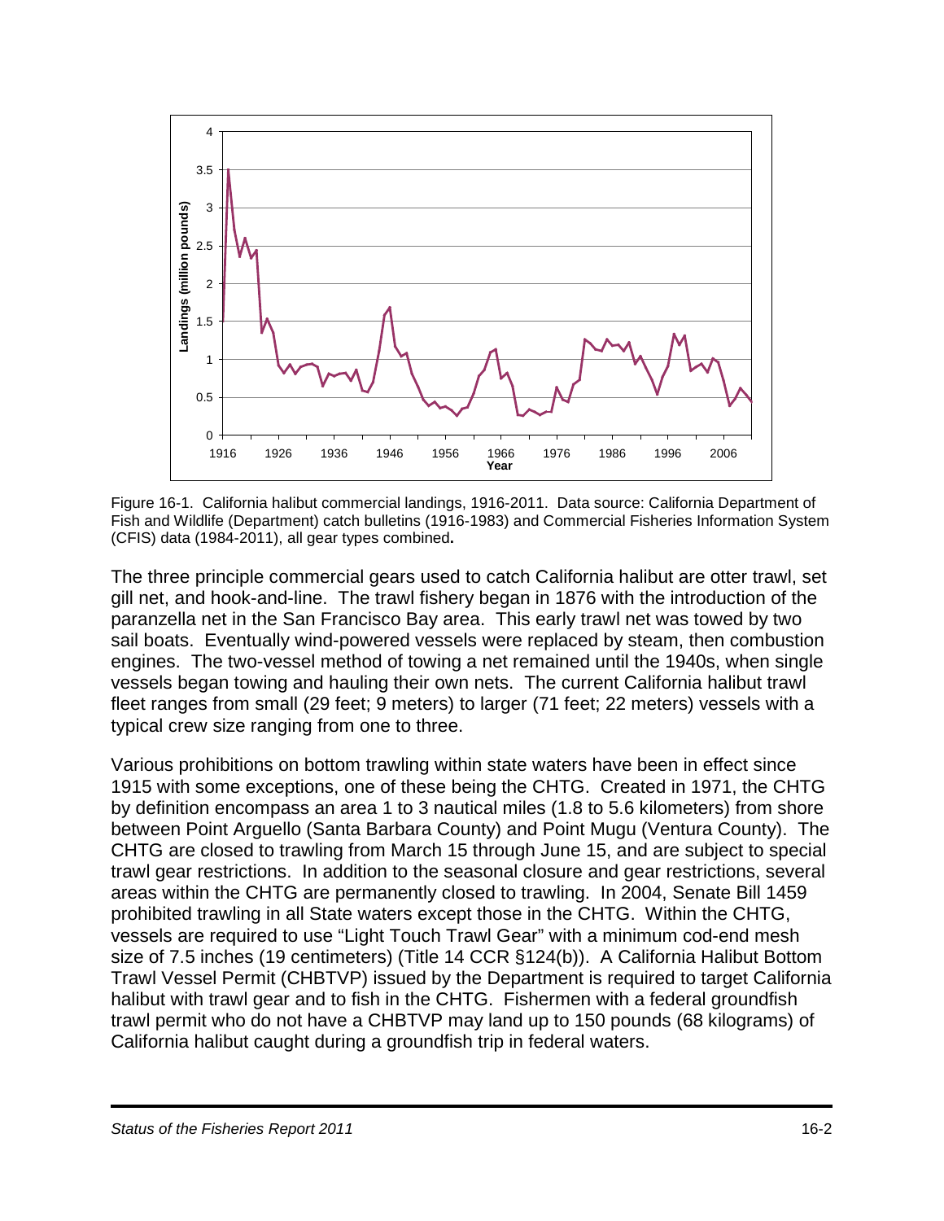Figure 16-1. California halibut commercial landings, 1916-2011. Data source: California Department of Fish and Wildlife (Department) catch bulletins (1916-1983) and Commercial Fisheries Information System (CFIS) data (1984-2011), all gear types combined**.**

The three principle commercial gears used to catch California halibut are otter trawl, set gill net, and hook-and-line. The trawl fishery began in 1876 with the introduction of the paranzella net in the San Francisco Bay area. This early trawl net was towed by two sail boats. Eventually wind-powered vessels were replaced by steam, then combustion engines. The two-vessel method of towing a net remained until the 1940s, when single vessels began towing and hauling their own nets. The current California halibut trawl fleet ranges from small (29 feet; 9 meters) to larger (71 feet; 22 meters) vessels with a typical crew size ranging from one to three.

Various prohibitions on bottom trawling within state waters have been in effect since 1915 with some exceptions, one of these being the CHTG. Created in 1971, the CHTG by definition encompass an area 1 to 3 nautical miles (1.8 to 5.6 kilometers) from shore between Point Arguello (Santa Barbara County) and Point Mugu (Ventura County). The CHTG are closed to trawling from March 15 through June 15, and are subject to special trawl gear restrictions. In addition to the seasonal closure and gear restrictions, several areas within the CHTG are permanently closed to trawling. In 2004, Senate Bill 1459 prohibited trawling in all State waters except those in the CHTG. Within the CHTG, vessels are required to use "Light Touch Trawl Gear" with a minimum cod-end mesh size of 7.5 inches (19 centimeters) (Title 14 CCR §124(b)). A California Halibut Bottom Trawl Vessel Permit (CHBTVP) issued by the Department is required to target California halibut with trawl gear and to fish in the CHTG. Fishermen with a federal groundfish trawl permit who do not have a CHBTVP may land up to 150 pounds (68 kilograms) of California halibut caught during a groundfish trip in federal waters.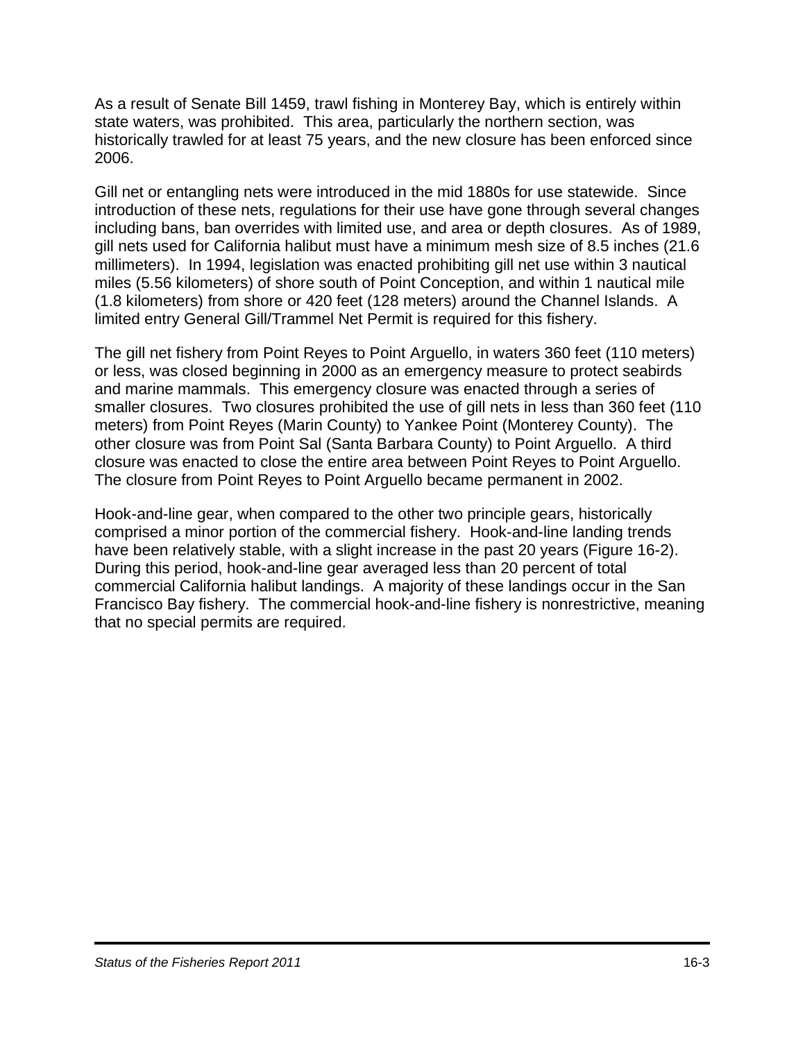As a result of Senate Bill 1459, trawl fishing in Monterey Bay, which is entirely within state waters, was prohibited. This area, particularly the northern section, was historically trawled for at least 75 years, and the new closure has been enforced since 2006.

Gill net or entangling nets were introduced in the mid 1880s for use statewide. Since introduction of these nets, regulations for their use have gone through several changes including bans, ban overrides with limited use, and area or depth closures. As of 1989, gill nets used for California halibut must have a minimum mesh size of 8.5 inches (21.6 millimeters). In 1994, legislation was enacted prohibiting gill net use within 3 nautical miles (5.56 kilometers) of shore south of Point Conception, and within 1 nautical mile (1.8 kilometers) from shore or 420 feet (128 meters) around the Channel Islands. A limited entry General Gill/Trammel Net Permit is required for this fishery.

The gill net fishery from Point Reyes to Point Arguello, in waters 360 feet (110 meters) or less, was closed beginning in 2000 as an emergency measure to protect seabirds and marine mammals. This emergency closure was enacted through a series of smaller closures. Two closures prohibited the use of gill nets in less than 360 feet (110 meters) from Point Reyes (Marin County) to Yankee Point (Monterey County). The other closure was from Point Sal (Santa Barbara County) to Point Arguello. A third closure was enacted to close the entire area between Point Reyes to Point Arguello. The closure from Point Reyes to Point Arguello became permanent in 2002.

Hook-and-line gear, when compared to the other two principle gears, historically comprised a minor portion of the commercial fishery. Hook-and-line landing trends have been relatively stable, with a slight increase in the past 20 years (Figure 16-2). During this period, hook-and-line gear averaged less than 20 percent of total commercial California halibut landings. A majority of these landings occur in the San Francisco Bay fishery. The commercial hook-and-line fishery is nonrestrictive, meaning that no special permits are required.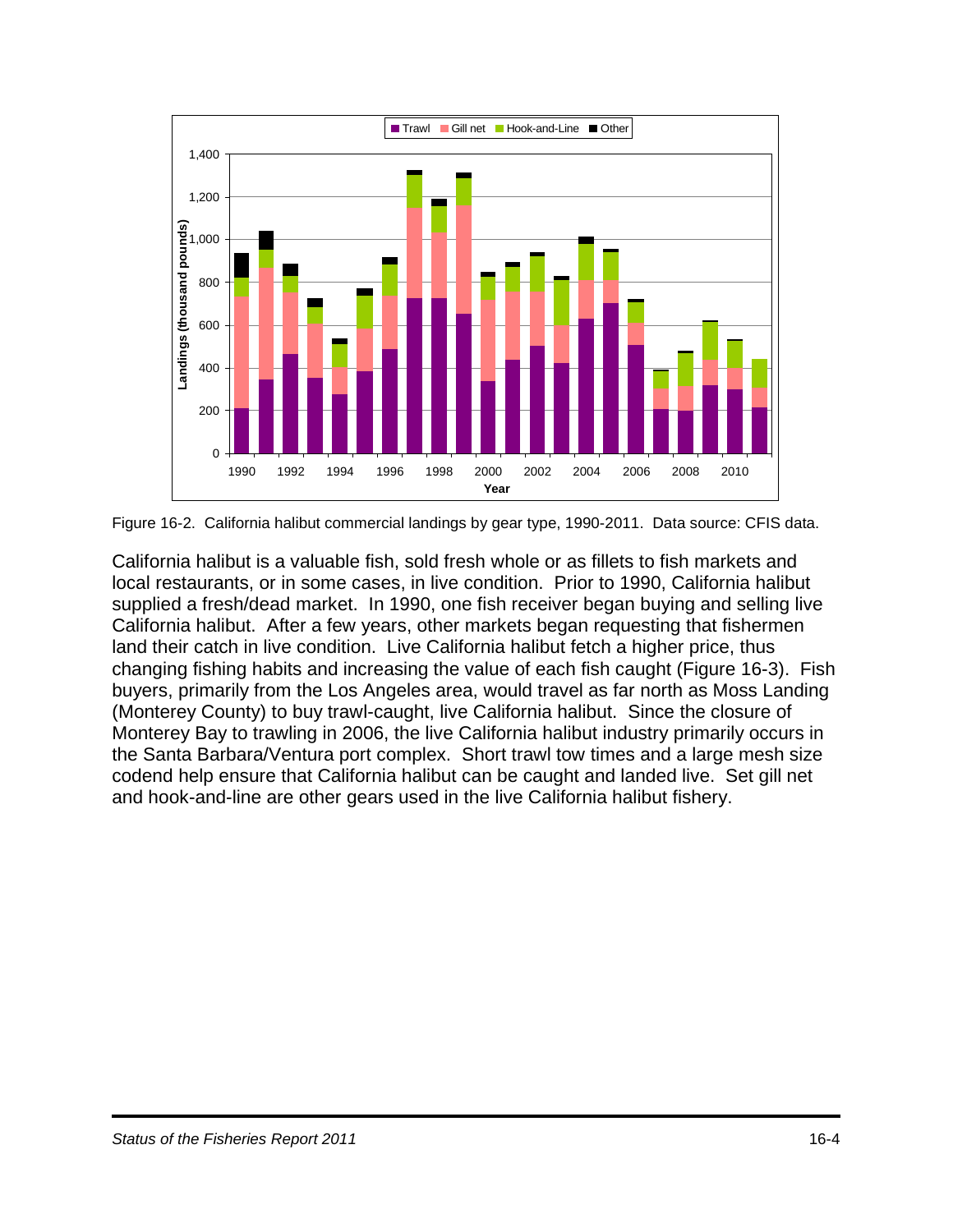Figure 16-2. California halibut commercial landings by gear type, 1990-2011. Data source: CFIS data.

California halibut is a valuable fish, sold fresh whole or as fillets to fish markets and local restaurants, or in some cases, in live condition. Prior to 1990, California halibut supplied a fresh/dead market. In 1990, one fish receiver began buying and selling live California halibut. After a few years, other markets began requesting that fishermen land their catch in live condition. Live California halibut fetch a higher price, thus changing fishing habits and increasing the value of each fish caught (Figure 16-3). Fish buyers, primarily from the Los Angeles area, would travel as far north as Moss Landing (Monterey County) to buy trawl-caught, live California halibut. Since the closure of Monterey Bay to trawling in 2006, the live California halibut industry primarily occurs in the Santa Barbara/Ventura port complex. Short trawl tow times and a large mesh size codend help ensure that California halibut can be caught and landed live. Set gill net and hook-and-line are other gears used in the live California halibut fishery.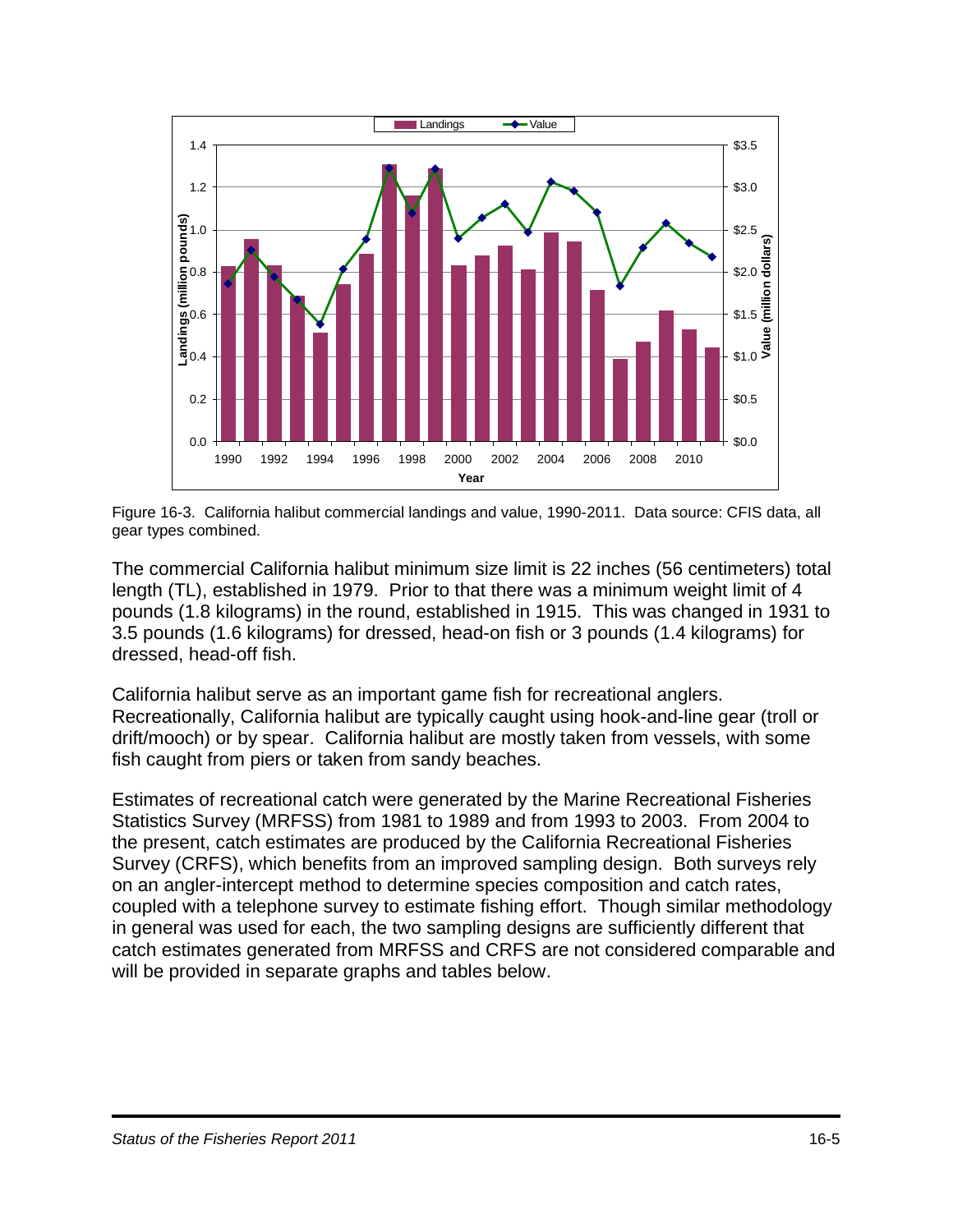Figure 16-3. California halibut commercial landings and value, 1990-2011. Data source: CFIS data, all gear types combined.

The commercial California halibut minimum size limit is 22 inches (56 centimeters) total length (TL), established in 1979. Prior to that there was a minimum weight limit of 4 pounds (1.8 kilograms) in the round, established in 1915. This was changed in 1931 to 3.5 pounds (1.6 kilograms) for dressed, head-on fish or 3 pounds (1.4 kilograms) for dressed, head-off fish.

California halibut serve as an important game fish for recreational anglers. Recreationally, California halibut are typically caught using hook-and-line gear (troll or drift/mooch) or by spear. California halibut are mostly taken from vessels, with some fish caught from piers or taken from sandy beaches.

Estimates of recreational catch were generated by the Marine Recreational Fisheries Statistics Survey (MRFSS) from 1981 to 1989 and from 1993 to 2003. From 2004 to the present, catch estimates are produced by the California Recreational Fisheries Survey (CRFS), which benefits from an improved sampling design. Both surveys rely on an angler-intercept method to determine species composition and catch rates, coupled with a telephone survey to estimate fishing effort. Though similar methodology in general was used for each, the two sampling designs are sufficiently different that catch estimates generated from MRFSS and CRFS are not considered comparable and will be provided in separate graphs and tables below.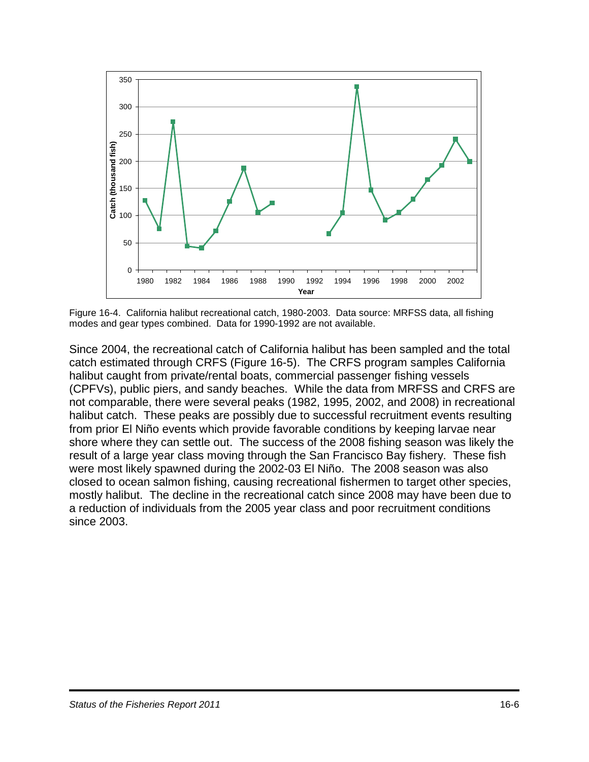Figure 16-4. California halibut recreational catch, 1980-2003. Data source: MRFSS data, all fishing modes and gear types combined. Data for 1990-1992 are not available.

Since 2004, the recreational catch of California halibut has been sampled and the total catch estimated through CRFS (Figure 16-5). The CRFS program samples California halibut caught from private/rental boats, commercial passenger fishing vessels (CPFVs), public piers, and sandy beaches. While the data from MRFSS and CRFS are not comparable, there were several peaks (1982, 1995, 2002, and 2008) in recreational halibut catch. These peaks are possibly due to successful recruitment events resulting from prior El Niño events which provide favorable conditions by keeping larvae near shore where they can settle out. The success of the 2008 fishing season was likely the result of a large year class moving through the San Francisco Bay fishery. These fish were most likely spawned during the 2002-03 El Niño. The 2008 season was also closed to ocean salmon fishing, causing recreational fishermen to target other species, mostly halibut. The decline in the recreational catch since 2008 may have been due to a reduction of individuals from the 2005 year class and poor recruitment conditions since 2003.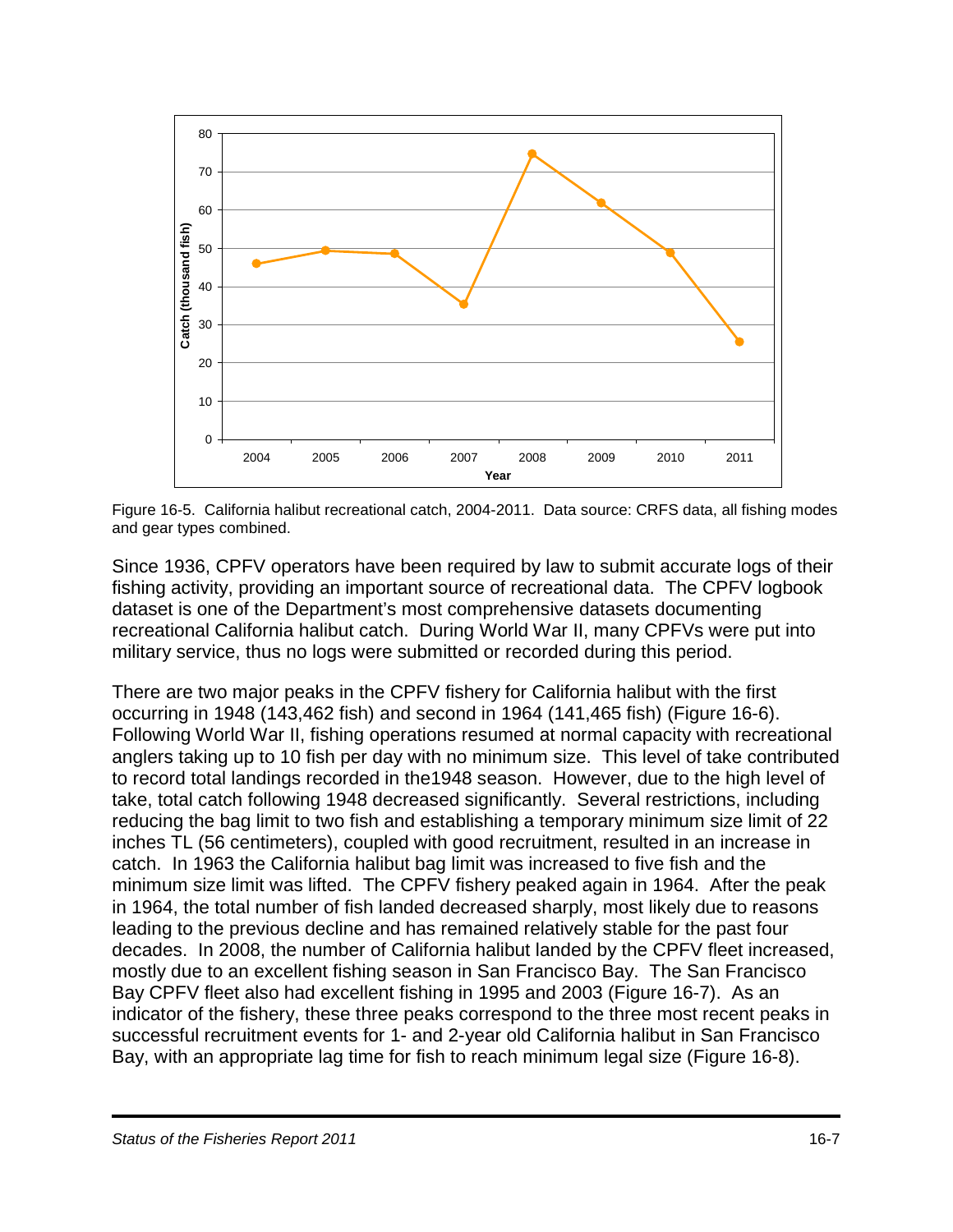Figure 16-5. California halibut recreational catch, 2004-2011. Data source: CRFS data, all fishing modes and gear types combined.

Since 1936, CPFV operators have been required by law to submit accurate logs of their fishing activity, providing an important source of recreational data. The CPFV logbook dataset is one of the Department's most comprehensive datasets documenting recreational California halibut catch. During World War II, many CPFVs were put into military service, thus no logs were submitted or recorded during this period.

There are two major peaks in the CPFV fishery for California halibut with the first occurring in 1948 (143,462 fish) and second in 1964 (141,465 fish) (Figure 16-6). Following World War II, fishing operations resumed at normal capacity with recreational anglers taking up to 10 fish per day with no minimum size. This level of take contributed to record total landings recorded in the1948 season. However, due to the high level of take, total catch following 1948 decreased significantly. Several restrictions, including reducing the bag limit to two fish and establishing a temporary minimum size limit of 22 inches TL (56 centimeters), coupled with good recruitment, resulted in an increase in catch. In 1963 the California halibut bag limit was increased to five fish and the minimum size limit was lifted. The CPFV fishery peaked again in 1964. After the peak in 1964, the total number of fish landed decreased sharply, most likely due to reasons leading to the previous decline and has remained relatively stable for the past four decades. In 2008, the number of California halibut landed by the CPFV fleet increased, mostly due to an excellent fishing season in San Francisco Bay. The San Francisco Bay CPFV fleet also had excellent fishing in 1995 and 2003 (Figure 16-7). As an indicator of the fishery, these three peaks correspond to the three most recent peaks in successful recruitment events for 1- and 2-year old California halibut in San Francisco Bay, with an appropriate lag time for fish to reach minimum legal size (Figure 16-8).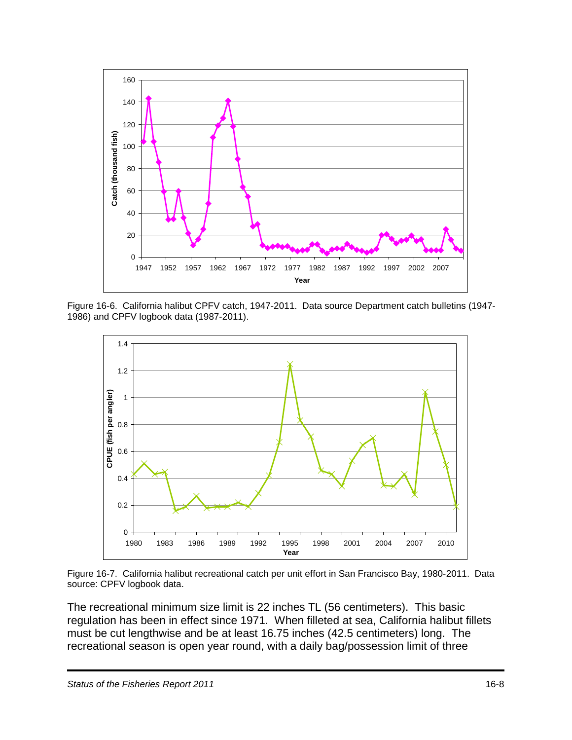Figure 16-6. California halibut CPFV catch, 1947-2011. Data source Department catch bulletins (1947-1986) and CPFV logbook data (1987-2011).

Figure 16-7. California halibut recreational catch per unit effort in San Francisco Bay, 1980-2011. Data source: CPFV logbook data.

The recreational minimum size limit is 22 inches TL (56 centimeters). This basic regulation has been in effect since 1971. When filleted at sea, California halibut fillets must be cut lengthwise and be at least 16.75 inches (42.5 centimeters) long. The recreational season is open year round, with a daily bag/possession limit of three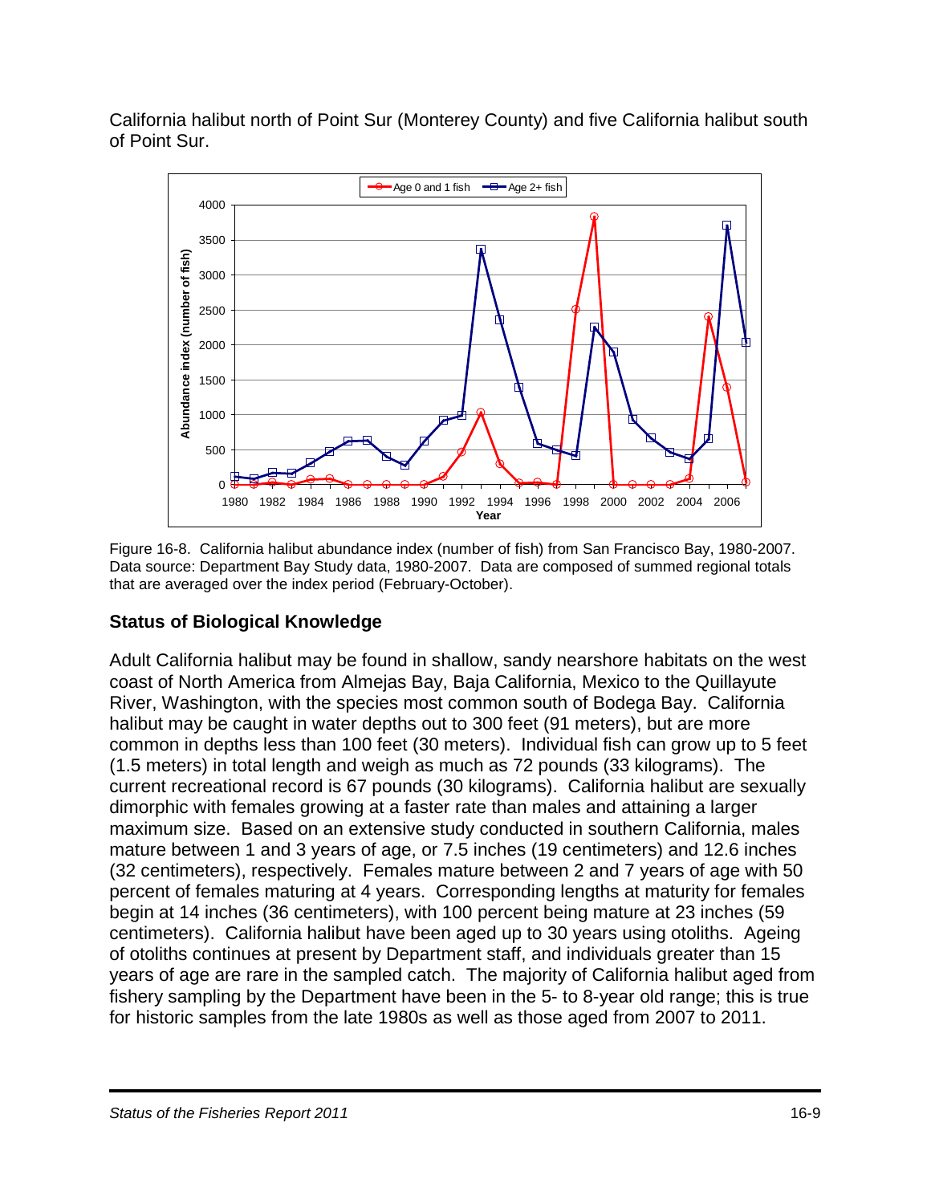California halibut north of Point Sur (Monterey County) and five California halibut south of Point Sur.

Figure 16-8. California halibut abundance index (number of fish) from San Francisco Bay, 1980-2007. Data source: Department Bay Study data, 1980-2007. Data are composed of summed regional totals that are averaged over the index period (February-October).

## Status of Biological Knowledge

Adult California halibut may be found in shallow, sandy nearshore habitats on the west coast of North America from Almejas Bay, Baja California, Mexico to the Quillayute River, Washington, with the species most common south of Bodega Bay. California halibut may be caught in water depths out to 300 feet (91 meters), but are more common in depths less than 100 feet (30 meters). Individual fish can grow up to 5 feet (1.5 meters) in total length and weigh as much as 72 pounds (33 kilograms). The current recreational record is 67 pounds (30 kilograms). California halibut are sexually dimorphic with females growing at a faster rate than males and attaining a larger maximum size. Based on an extensive study conducted in southern California, males mature between 1 and 3 years of age, or 7.5 inches (19 centimeters) and 12.6 inches (32 centimeters), respectively. Females mature between 2 and 7 years of age with 50 percent of females maturing at 4 years. Corresponding lengths at maturity for females begin at 14 inches (36 centimeters), with 100 percent being mature at 23 inches (59 centimeters). California halibut have been aged up to 30 years using otoliths. Ageing of otoliths continues at present by Department staff, and individuals greater than 15 years of age are rare in the sampled catch. The majority of California halibut aged from fishery sampling by the Department have been in the 5- to 8-year old range; this is true for historic samples from the late 1980s as well as those aged from 2007 to 2011.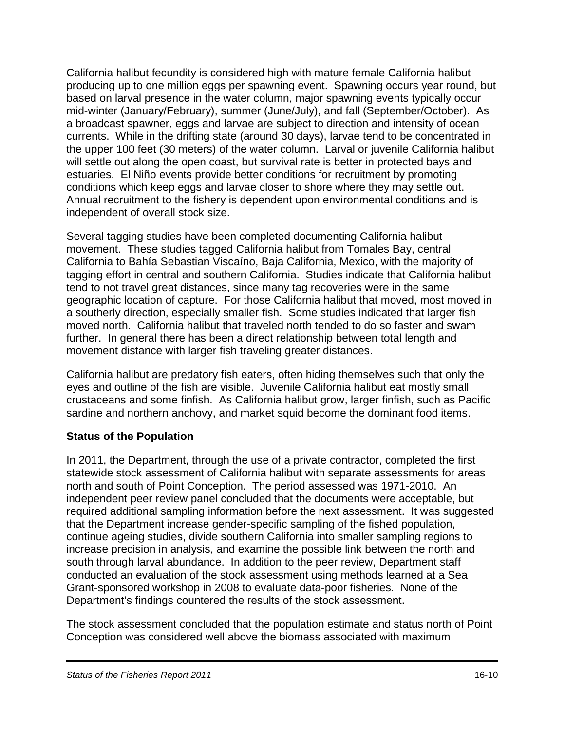California halibut fecundity is considered high with mature female California halibut producing up to one million eggs per spawning event. Spawning occurs year round, but based on larval presence in the water column, major spawning events typically occur mid-winter (January/February), summer (June/July), and fall (September/October). As a broadcast spawner, eggs and larvae are subject to direction and intensity of ocean currents. While in the drifting state (around 30 days), larvae tend to be concentrated in the upper 100 feet (30 meters) of the water column. Larval or juvenile California halibut will settle out along the open coast, but survival rate is better in protected bays and estuaries. El Niño events provide better conditions for recruitment by promoting conditions which keep eggs and larvae closer to shore where they may settle out. Annual recruitment to the fishery is dependent upon environmental conditions and is independent of overall stock size.

Several tagging studies have been completed documenting California halibut movement. These studies tagged California halibut from Tomales Bay, central California to Bahía Sebastian Viscaíno, Baja California, Mexico, with the majority of tagging effort in central and southern California. Studies indicate that California halibut tend to not travel great distances, since many tag recoveries were in the same geographic location of capture. For those California halibut that moved, most moved in a southerly direction, especially smaller fish. Some studies indicated that larger fish moved north. California halibut that traveled north tended to do so faster and swam further. In general there has been a direct relationship between total length and movement distance with larger fish traveling greater distances.

California halibut are predatory fish eaters, often hiding themselves such that only the eyes and outline of the fish are visible. Juvenile California halibut eat mostly small crustaceans and some finfish. As California halibut grow, larger finfish, such as Pacific sardine and northern anchovy, and market squid become the dominant food items.

**Status of the Population**

In 2011, the Department, through the use of a private contractor, completed the first statewide stock assessment of California halibut with separate assessments for areas north and south of Point Conception. The period assessed was 1971-2010. An independent peer review panel concluded that the documents were acceptable, but required additional sampling information before the next assessment. It was suggested that the Department increase gender-specific sampling of the fished population, continue ageing studies, divide southern California into smaller sampling regions to increase precision in analysis, and examine the possible link between the north and south through larval abundance. In addition to the peer review, Department staff conducted an evaluation of the stock assessment using methods learned at a Sea Grant-sponsored workshop in 2008 to evaluate data-poor fisheries. None of the Department's findings countered the results of the stock assessment.

The stock assessment concluded that the population estimate and status north of Point Conception was considered well above the biomass associated with maximum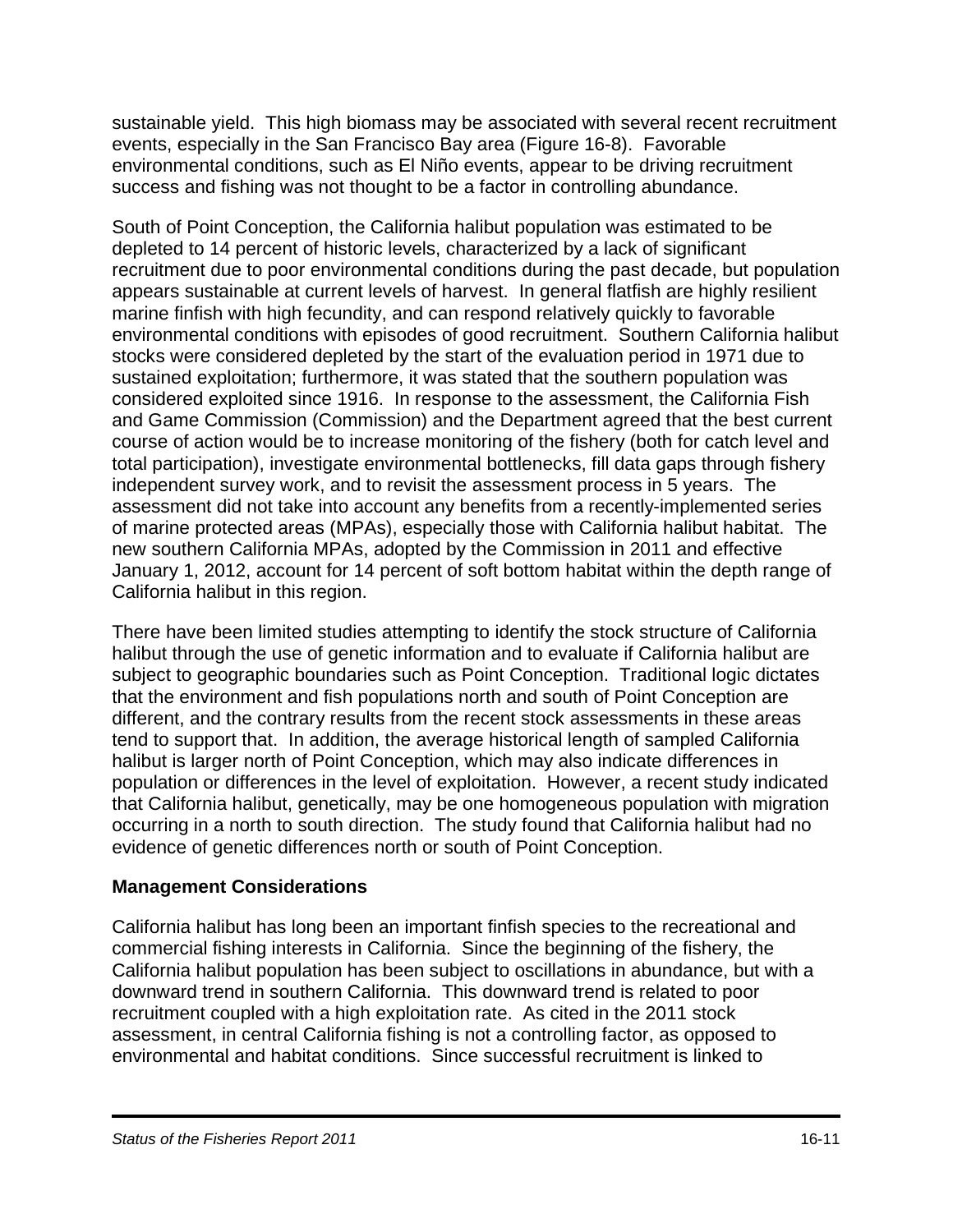sustainable yield. This high biomass may be associated with several recent recruitment events, especially in the San Francisco Bay area (Figure 16-8). Favorable environmental conditions, such as El Niño events, appear to be driving recruitment success and fishing was not thought to be a factor in controlling abundance.

South of Point Conception, the California halibut population was estimated to be depleted to 14 percent of historic levels, characterized by a lack of significant recruitment due to poor environmental conditions during the past decade, but population appears sustainable at current levels of harvest. In general flatfish are highly resilient marine finfish with high fecundity, and can respond relatively quickly to favorable environmental conditions with episodes of good recruitment. Southern California halibut stocks were considered depleted by the start of the evaluation period in 1971 due to sustained exploitation; furthermore, it was stated that the southern population was considered exploited since 1916. In response to the assessment, the California Fish and Game Commission (Commission) and the Department agreed that the best current course of action would be to increase monitoring of the fishery (both for catch level and total participation), investigate environmental bottlenecks, fill data gaps through fishery independent survey work, and to revisit the assessment process in 5 years. The assessment did not take into account any benefits from a recently-implemented series of marine protected areas (MPAs), especially those with California halibut habitat. The new southern California MPAs, adopted by the Commission in 2011 and effective January 1, 2012, account for 14 percent of soft bottom habitat within the depth range of California halibut in this region.

There have been limited studies attempting to identify the stock structure of California halibut through the use of genetic information and to evaluate if California halibut are subject to geographic boundaries such as Point Conception. Traditional logic dictates that the environment and fish populations north and south of Point Conception are different, and the contrary results from the recent stock assessments in these areas tend to support that. In addition, the average historical length of sampled California halibut is larger north of Point Conception, which may also indicate differences in population or differences in the level of exploitation. However, a recent study indicated that California halibut, genetically, may be one homogeneous population with migration occurring in a north to south direction. The study found that California halibut had no evidence of genetic differences north or south of Point Conception.

## Management Considerations

California halibut has long been an important finfish species to the recreational and commercial fishing interests in California. Since the beginning of the fishery, the California halibut population has been subject to oscillations in abundance, but with a downward trend in southern California. This downward trend is related to poor recruitment coupled with a high exploitation rate. As cited in the 2011 stock assessment, in central California fishing is not a controlling factor, as opposed to environmental and habitat conditions. Since successful recruitment is linked to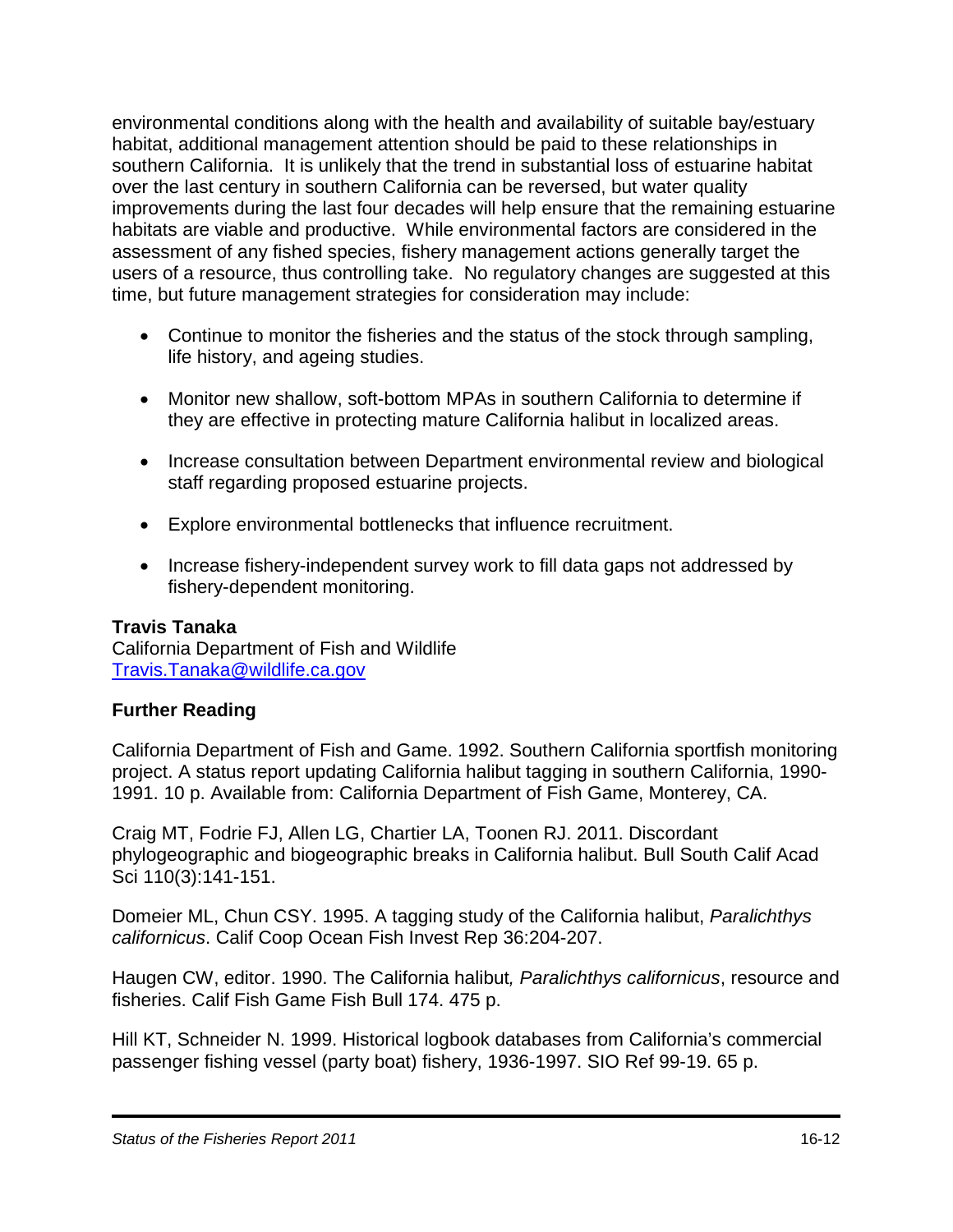environmental conditions along with the health and availability of suitable bay/estuary habitat, additional management attention should be paid to these relationships in southern California. It is unlikely that the trend in substantial loss of estuarine habitat over the last century in southern California can be reversed, but water quality improvements during the last four decades will help ensure that the remaining estuarine habitats are viable and productive. While environmental factors are considered in the assessment of any fished species, fishery management actions generally target the users of a resource, thus controlling take. No regulatory changes are suggested at this time, but future management strategies for consideration may include:

- Continue to monitor the fisheries and the status of the stock through sampling, life history, and ageing studies.
- Monitor new shallow, soft-bottom MPAs in southern California to determine if they are effective in protecting mature California halibut in localized areas.
- Increase consultation between Department environmental review and biological staff regarding proposed estuarine projects.
- Explore environmental bottlenecks that influence recruitment.
- Increase fishery-independent survey work to fill data gaps not addressed by fishery-dependent monitoring.

**Travis Tanaka**
California Department of Fish and Wildlife
[Travis.Tanaka@wildlife.ca.gov](mailto:Travis.Tanaka@wildlife.ca.gov)

**Further Reading**

California Department of Fish and Game. 1992. Southern California sportfish monitoring project. A status report updating California halibut tagging in southern California, 1990-1991. 10 p. Available from: California Department of Fish Game, Monterey, CA.

Craig MT, Fodrie FJ, Allen LG, Chartier LA, Toonen RJ. 2011. Discordant phylogeographic and biogeographic breaks in California halibut. Bull South Calif Acad Sci 110(3):141-151.

Domeier ML, Chun CSY. 1995. A tagging study of the California halibut, *Paralichthys californicus*. Calif Coop Ocean Fish Invest Rep 36:204-207.

Haugen CW, editor. 1990. The California halibut*, Paralichthys californicus*, resource and fisheries. Calif Fish Game Fish Bull 174. 475 p.

Hill KT, Schneider N. 1999. Historical logbook databases from California's commercial passenger fishing vessel (party boat) fishery, 1936-1997. SIO Ref 99-19. 65 p.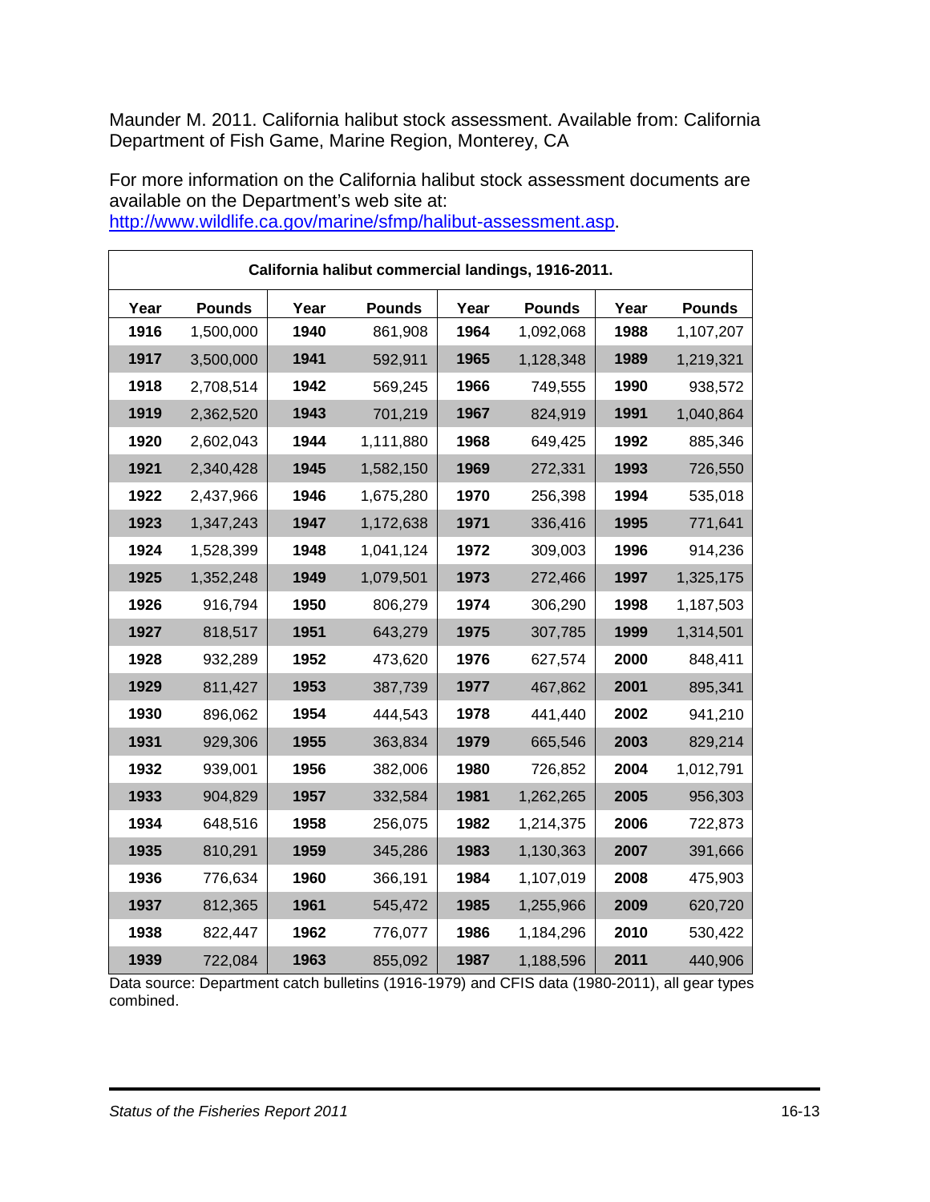Maunder M. 2011. California halibut stock assessment. Available from: California Department of Fish Game, Marine Region, Monterey, CA

For more information on the California halibut stock assessment documents are available on the Department's web site at: http://www.wildlife.ca.gov/marine/sfmp/halibut-assessment.asp.

**California halibut commercial landings, 1916-2011.**

| Year | Pounds | Year | Pounds | Year | Pounds | Year | Pounds |
|---|---|---|---|---|---|---|---|
| **1916** | 1,500,000 | **1940** | 861,908 | **1964** | 1,092,068 | **1988** | 1,107,207 |
| **1917** | 3,500,000 | **1941** | 592,911 | **1965** | 1,128,348 | **1989** | 1,219,321 |
| **1918** | 2,708,514 | **1942** | 569,245 | **1966** | 749,555 | **1990** | 938,572 |
| **1919** | 2,362,520 | **1943** | 701,219 | **1967** | 824,919 | **1991** | 1,040,864 |
| **1920** | 2,602,043 | **1944** | 1,111,880 | **1968** | 649,425 | **1992** | 885,346 |
| **1921** | 2,340,428 | **1945** | 1,582,150 | **1969** | 272,331 | **1993** | 726,550 |
| **1922** | 2,437,966 | **1946** | 1,675,280 | **1970** | 256,398 | **1994** | 535,018 |
| **1923** | 1,347,243 | **1947** | 1,172,638 | **1971** | 336,416 | **1995** | 771,641 |
| **1924** | 1,528,399 | **1948** | 1,041,124 | **1972** | 309,003 | **1996** | 914,236 |
| **1925** | 1,352,248 | **1949** | 1,079,501 | **1973** | 272,466 | **1997** | 1,325,175 |
| **1926** | 916,794 | **1950** | 806,279 | **1974** | 306,290 | **1998** | 1,187,503 |
| **1927** | 818,517 | **1951** | 643,279 | **1975** | 307,785 | **1999** | 1,314,501 |
| **1928** | 932,289 | **1952** | 473,620 | **1976** | 627,574 | **2000** | 848,411 |
| **1929** | 811,427 | **1953** | 387,739 | **1977** | 467,862 | **2001** | 895,341 |
| **1930** | 896,062 | **1954** | 444,543 | **1978** | 441,440 | **2002** | 941,210 |
| **1931** | 929,306 | **1955** | 363,834 | **1979** | 665,546 | **2003** | 829,214 |
| **1932** | 939,001 | **1956** | 382,006 | **1980** | 726,852 | **2004** | 1,012,791 |
| **1933** | 904,829 | **1957** | 332,584 | **1981** | 1,262,265 | **2005** | 956,303 |
| **1934** | 648,516 | **1958** | 256,075 | **1982** | 1,214,375 | **2006** | 722,873 |
| **1935** | 810,291 | **1959** | 345,286 | **1983** | 1,130,363 | **2007** | 391,666 |
| **1936** | 776,634 | **1960** | 366,191 | **1984** | 1,107,019 | **2008** | 475,903 |
| **1937** | 812,365 | **1961** | 545,472 | **1985** | 1,255,966 | **2009** | 620,720 |
| **1938** | 822,447 | **1962** | 776,077 | **1986** | 1,184,296 | **2010** | 530,422 |
| **1939** | 722,084 | **1963** | 855,092 | **1987** | 1,188,596 | **2011** | 440,906 |

Data source: Department catch bulletins (1916-1979) and CFIS data (1980-2011), all gear types combined.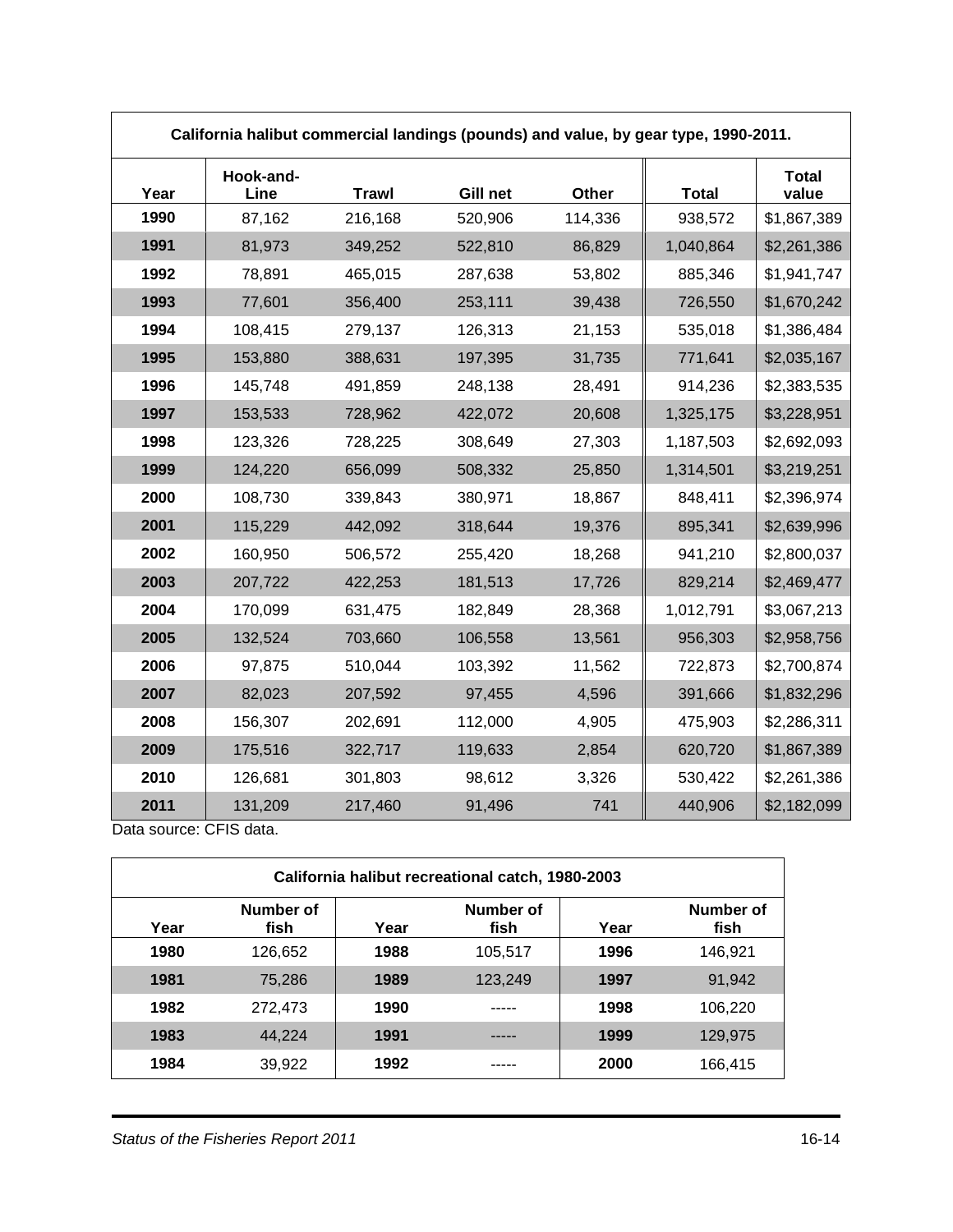| California halibut commercial landings (pounds) and value, by gear type, 1990-2011. | | | | | | |
|---|---|---|---|---|---|---|
| Year | Hook-and-Line | Trawl | Gill net | Other | Total | Total value |
| 1990 | 87,162 | 216,168 | 520,906 | 114,336 | 938,572 | $1,867,389 |
| 1991 | 81,973 | 349,252 | 522,810 | 86,829 | 1,040,864 | $2,261,386 |
| 1992 | 78,891 | 465,015 | 287,638 | 53,802 | 885,346 | $1,941,747 |
| 1993 | 77,601 | 356,400 | 253,111 | 39,438 | 726,550 | $1,670,242 |
| 1994 | 108,415 | 279,137 | 126,313 | 21,153 | 535,018 | $1,386,484 |
| 1995 | 153,880 | 388,631 | 197,395 | 31,735 | 771,641 | $2,035,167 |
| 1996 | 145,748 | 491,859 | 248,138 | 28,491 | 914,236 | $2,383,535 |
| 1997 | 153,533 | 728,962 | 422,072 | 20,608 | 1,325,175 | $3,228,951 |
| 1998 | 123,326 | 728,225 | 308,649 | 27,303 | 1,187,503 | $2,692,093 |
| 1999 | 124,220 | 656,099 | 508,332 | 25,850 | 1,314,501 | $3,219,251 |
| 2000 | 108,730 | 339,843 | 380,971 | 18,867 | 848,411 | $2,396,974 |
| 2001 | 115,229 | 442,092 | 318,644 | 19,376 | 895,341 | $2,639,996 |
| 2002 | 160,950 | 506,572 | 255,420 | 18,268 | 941,210 | $2,800,037 |
| 2003 | 207,722 | 422,253 | 181,513 | 17,726 | 829,214 | $2,469,477 |
| 2004 | 170,099 | 631,475 | 182,849 | 28,368 | 1,012,791 | $3,067,213 |
| 2005 | 132,524 | 703,660 | 106,558 | 13,561 | 956,303 | $2,958,756 |
| 2006 | 97,875 | 510,044 | 103,392 | 11,562 | 722,873 | $2,700,874 |
| 2007 | 82,023 | 207,592 | 97,455 | 4,596 | 391,666 | $1,832,296 |
| 2008 | 156,307 | 202,691 | 112,000 | 4,905 | 475,903 | $2,286,311 |
| 2009 | 175,516 | 322,717 | 119,633 | 2,854 | 620,720 | $1,867,389 |
| 2010 | 126,681 | 301,803 | 98,612 | 3,326 | 530,422 | $2,261,386 |
| 2011 | 131,209 | 217,460 | 91,496 | 741 | 440,906 | $2,182,099 |

Data source: CFIS data.

| California halibut recreational catch, 1980-2003 | | | | | |
|---|---|---|---|---|---|
| Year | Number of fish | Year | Number of fish | Year | Number of fish |
| 1980 | 126,652 | 1988 | 105,517 | 1996 | 146,921 |
| 1981 | 75,286 | 1989 | 123,249 | 1997 | 91,942 |
| 1982 | 272,473 | 1990 | ----- | 1998 | 106,220 |
| 1983 | 44,224 | 1991 | ----- | 1999 | 129,975 |
| 1984 | 39,922 | 1992 | ----- | 2000 | 166,415 |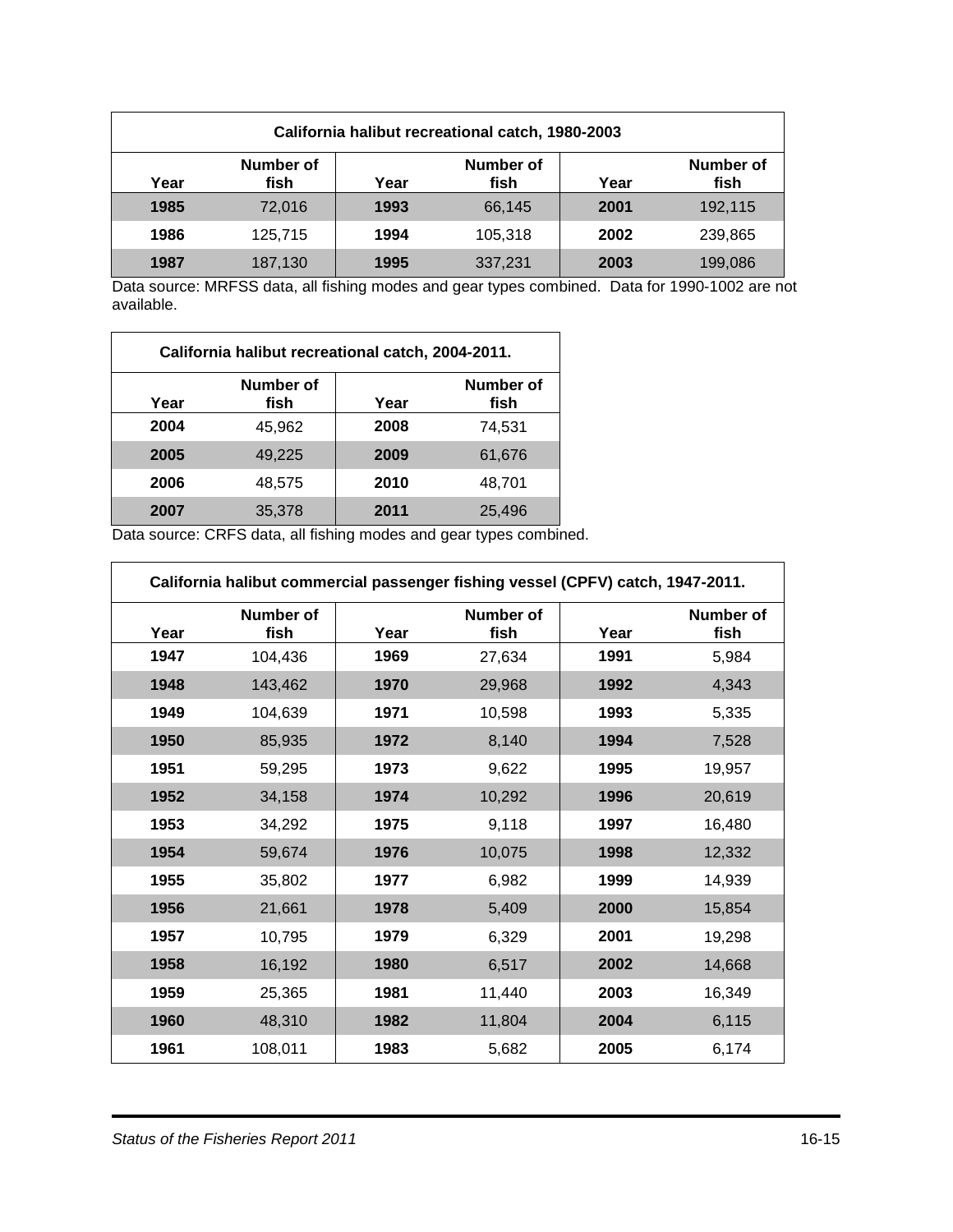| California halibut recreational catch, 1980-2003 | | | | | |
|---|---|---|---|---|---|
| **Year** | **Number of fish** | **Year** | **Number of fish** | **Year** | **Number of fish** |
| **1985** | 72,016 | **1993** | 66,145 | **2001** | 192,115 |
| **1986** | 125,715 | **1994** | 105,318 | **2002** | 239,865 |
| **1987** | 187,130 | **1995** | 337,231 | **2003** | 199,086 |

Data source: MRFSS data, all fishing modes and gear types combined. Data for 1990-1002 are not available.

| California halibut recreational catch, 2004-2011. | | | |
|---|---|---|---|
| **Year** | **Number of fish** | **Year** | **Number of fish** |
| **2004** | 45,962 | **2008** | 74,531 |
| **2005** | 49,225 | **2009** | 61,676 |
| **2006** | 48,575 | **2010** | 48,701 |
| **2007** | 35,378 | **2011** | 25,496 |

Data source: CRFS data, all fishing modes and gear types combined.

| California halibut commercial passenger fishing vessel (CPFV) catch, 1947-2011. | | | | | |
|---|---|---|---|---|---|
| **Year** | **Number of fish** | **Year** | **Number of fish** | **Year** | **Number of fish** |
| **1947** | 104,436 | **1969** | 27,634 | **1991** | 5,984 |
| **1948** | 143,462 | **1970** | 29,968 | **1992** | 4,343 |
| **1949** | 104,639 | **1971** | 10,598 | **1993** | 5,335 |
| **1950** | 85,935 | **1972** | 8,140 | **1994** | 7,528 |
| **1951** | 59,295 | **1973** | 9,622 | **1995** | 19,957 |
| **1952** | 34,158 | **1974** | 10,292 | **1996** | 20,619 |
| **1953** | 34,292 | **1975** | 9,118 | **1997** | 16,480 |
| **1954** | 59,674 | **1976** | 10,075 | **1998** | 12,332 |
| **1955** | 35,802 | **1977** | 6,982 | **1999** | 14,939 |
| **1956** | 21,661 | **1978** | 5,409 | **2000** | 15,854 |
| **1957** | 10,795 | **1979** | 6,329 | **2001** | 19,298 |
| **1958** | 16,192 | **1980** | 6,517 | **2002** | 14,668 |
| **1959** | 25,365 | **1981** | 11,440 | **2003** | 16,349 |
| **1960** | 48,310 | **1982** | 11,804 | **2004** | 6,115 |
| **1961** | 108,011 | **1983** | 5,682 | **2005** | 6,174 |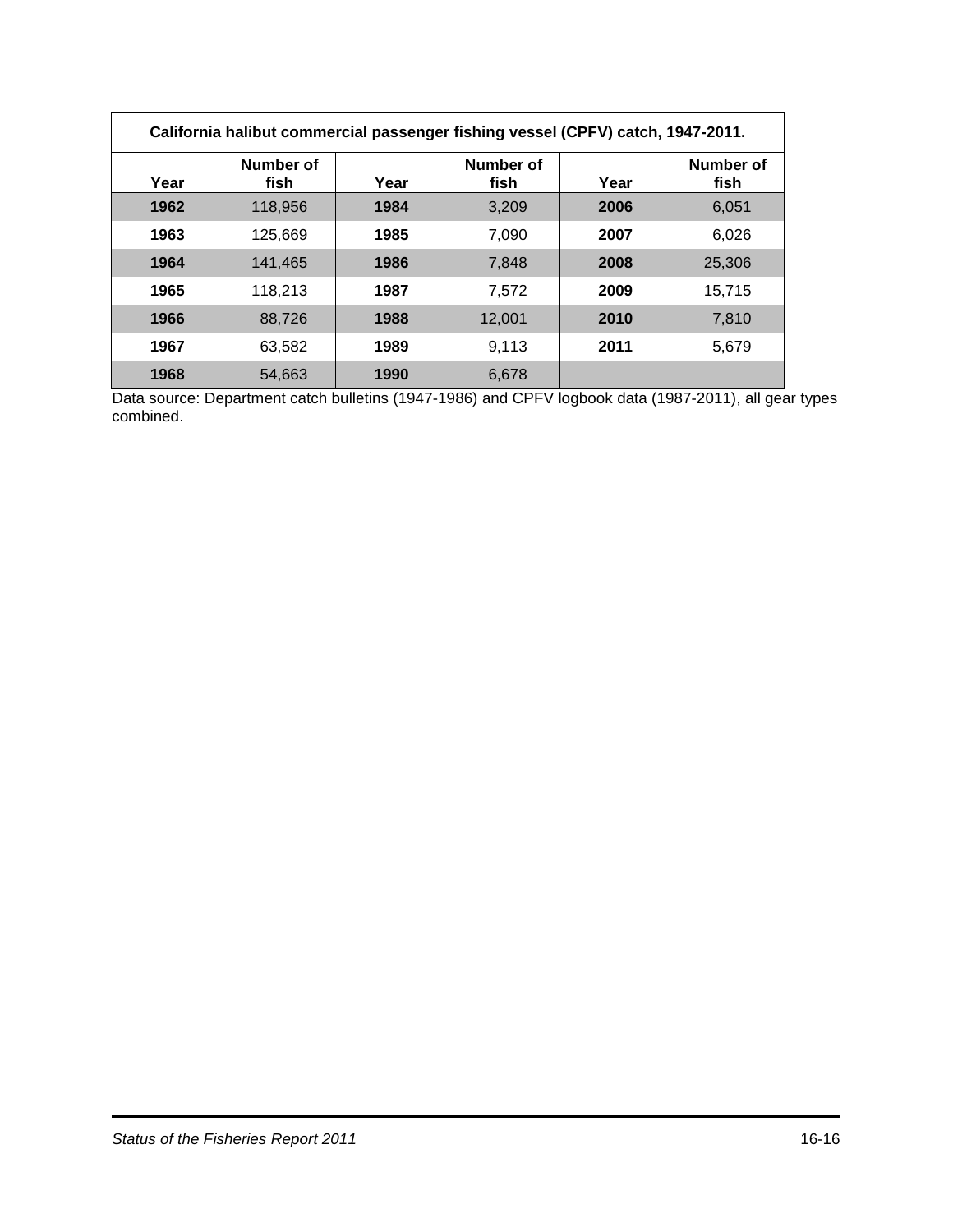| California halibut commercial passenger fishing vessel (CPFV) catch, 1947-2011. | | | | | |
|---|---|---|---|---|---|
| **Year** | **Number of fish** | **Year** | **Number of fish** | **Year** | **Number of fish** |
| **1962** | 118,956 | **1984** | 3,209 | **2006** | 6,051 |
| **1963** | 125,669 | **1985** | 7,090 | **2007** | 6,026 |
| **1964** | 141,465 | **1986** | 7,848 | **2008** | 25,306 |
| **1965** | 118,213 | **1987** | 7,572 | **2009** | 15,715 |
| **1966** | 88,726 | **1988** | 12,001 | **2010** | 7,810 |
| **1967** | 63,582 | **1989** | 9,113 | **2011** | 5,679 |
| **1968** | 54,663 | **1990** | 6,678 | | |

Data source: Department catch bulletins (1947-1986) and CPFV logbook data (1987-2011), all gear types combined.